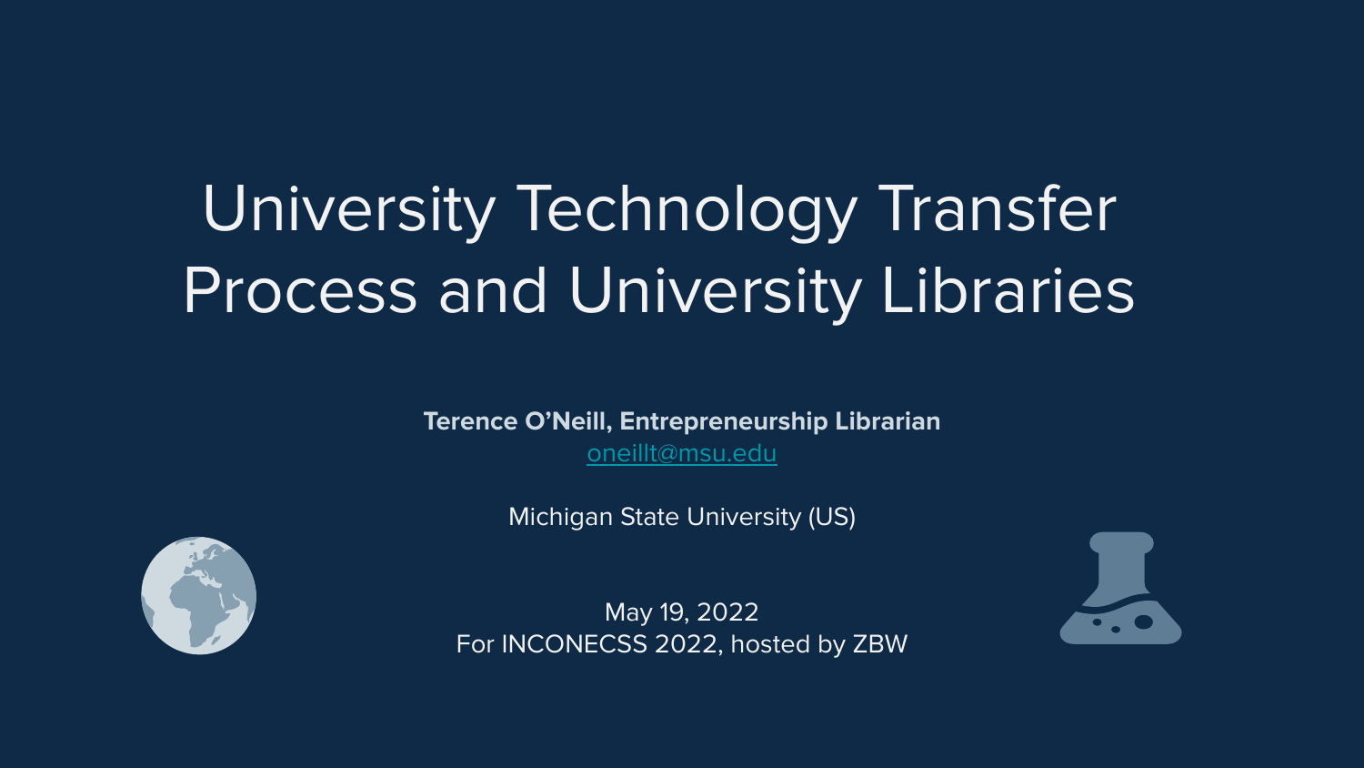# University Technology Transfer Process and University Libraries

**Terence O'Neill, Entrepreneurship Librarian**

oneillt@msu.edu

Michigan State University (US)

May 19, 2022

For INCONECSS 2022, hosted by ZBW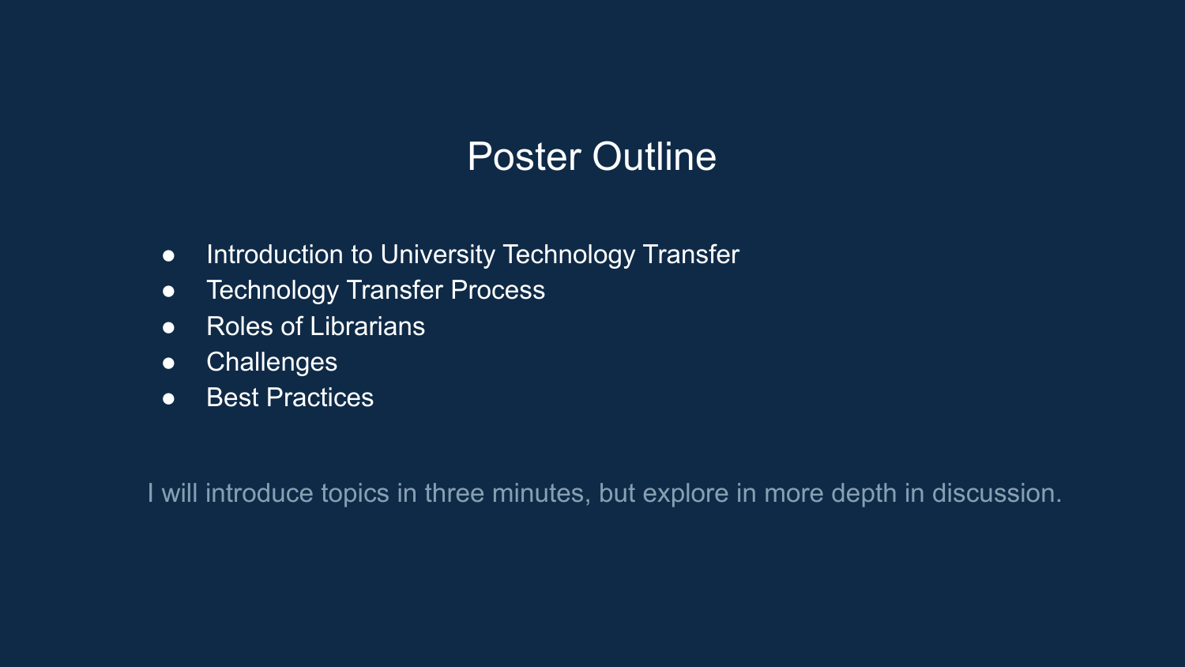# Poster Outline

- Introduction to University Technology Transfer
- Technology Transfer Process
- Roles of Librarians
- Challenges
- Best Practices

I will introduce topics in three minutes, but explore in more depth in discussion.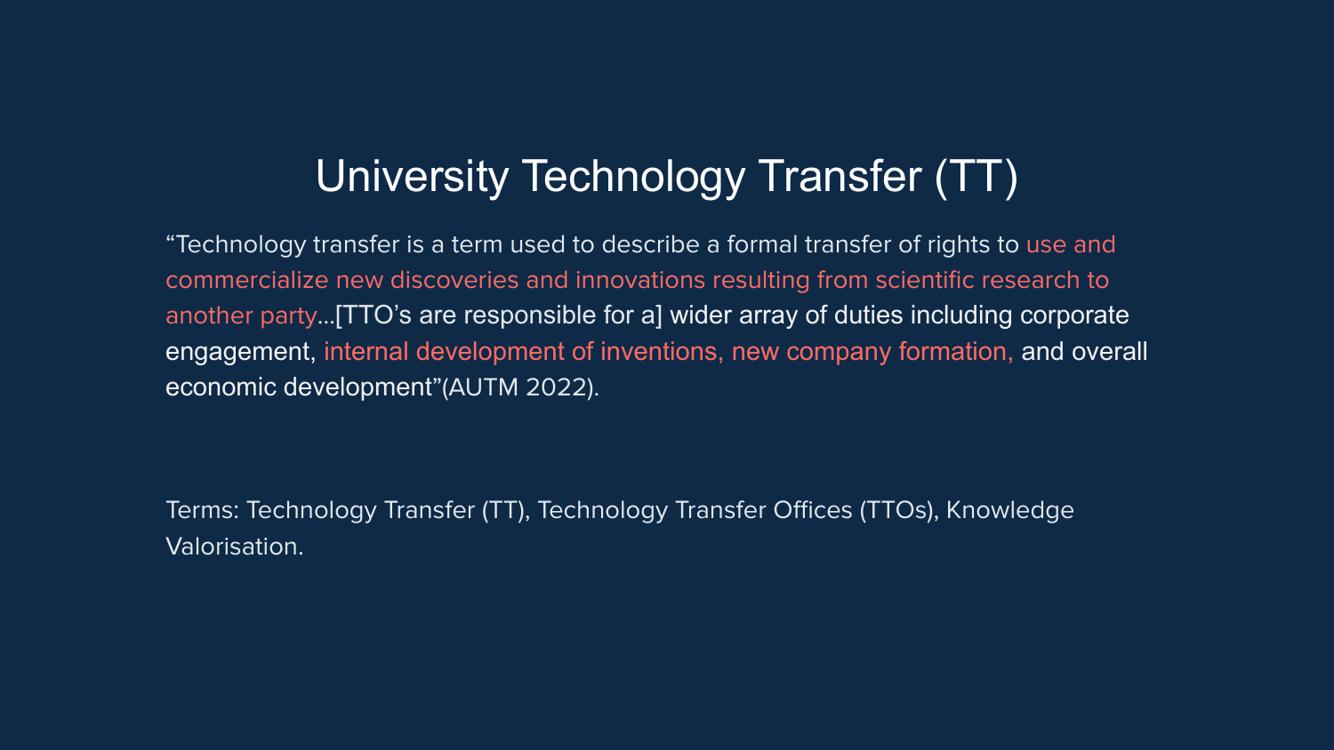# University Technology Transfer (TT)

"Technology transfer is a term used to describe a formal transfer of rights to use and commercialize new discoveries and innovations resulting from scientific research to another party...[TTO's are responsible for a] wider array of duties including corporate engagement, internal development of inventions, new company formation, and overall economic development"(AUTM 2022).

Terms: Technology Transfer (TT), Technology Transfer Offices (TTOs), Knowledge Valorisation.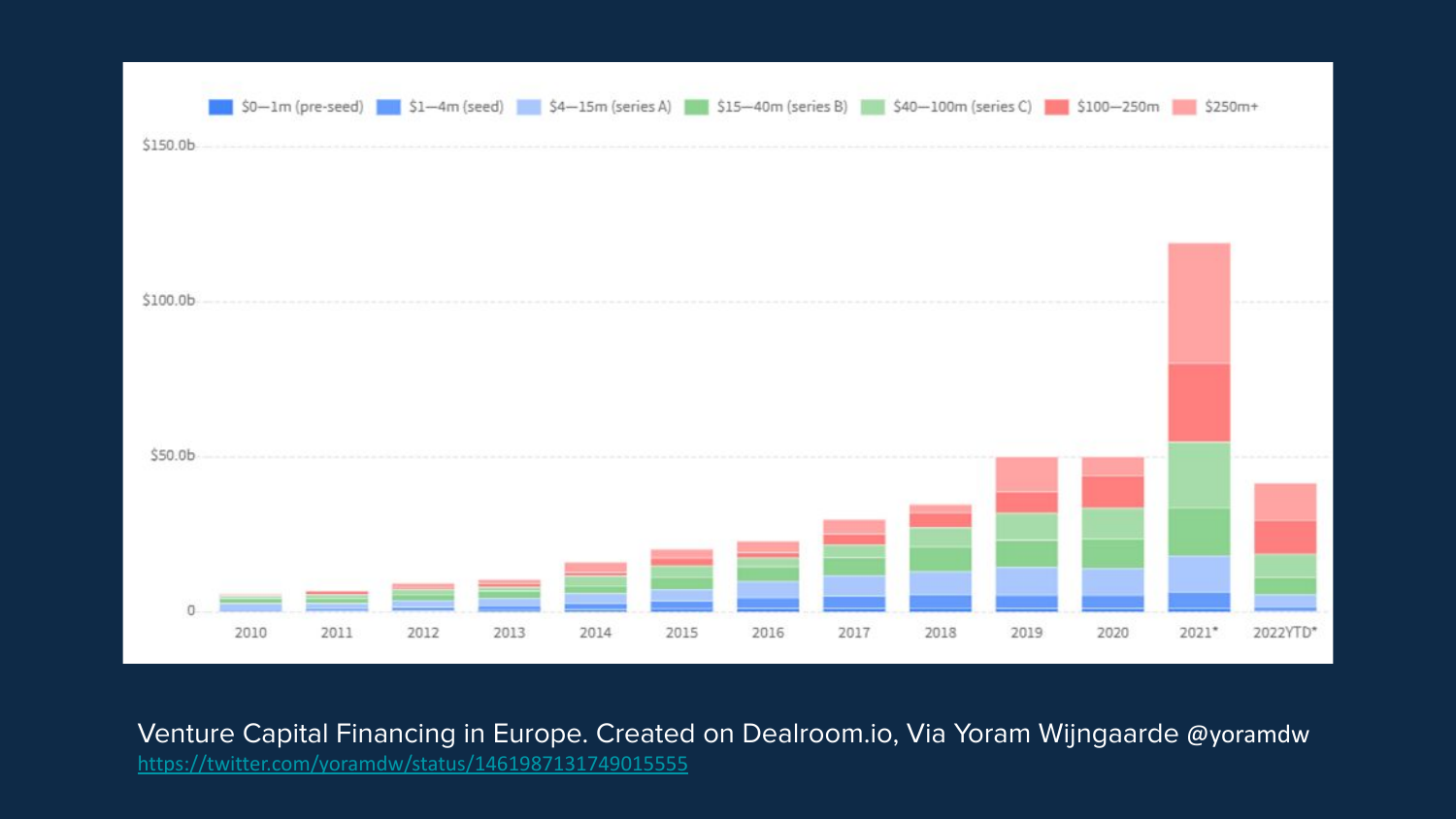Venture Capital Financing in Europe. Created on Dealroom.io, Via Yoram Wijngaarde @yoramdw

https://twitter.com/yoramdw/status/1461987131749015555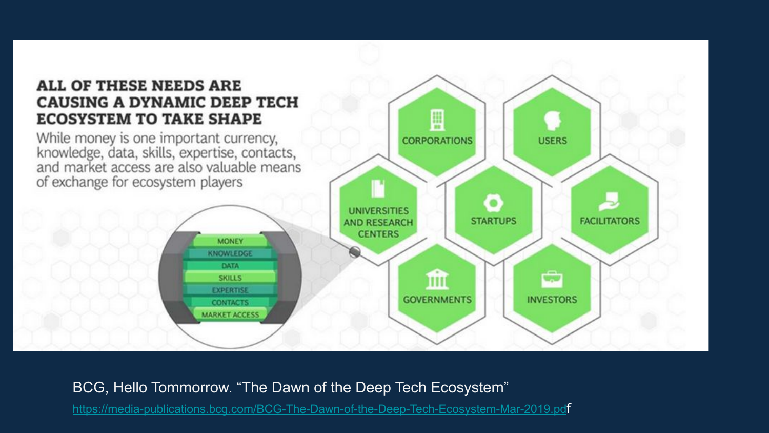## ALL OF THESE NEEDS ARE CAUSING A DYNAMIC DEEP TECH ECOSYSTEM TO TAKE SHAPE

While money is one important currency, knowledge, data, skills, expertise, contacts, and market access are also valuable means of exchange for ecosystem players

- MONEY
- KNOWLEDGE
- DATA
- SKILLS
- EXPERTISE
- CONTACTS
- MARKET ACCESS

CORPORATIONS · USERS · UNIVERSITIES AND RESEARCH CENTERS · STARTUPS · FACILITATORS · GOVERNMENTS · INVESTORS

BCG, Hello Tommorrow. “The Dawn of the Deep Tech Ecosystem”

https://media-publications.bcg.com/BCG-The-Dawn-of-the-Deep-Tech-Ecosystem-Mar-2019.pdf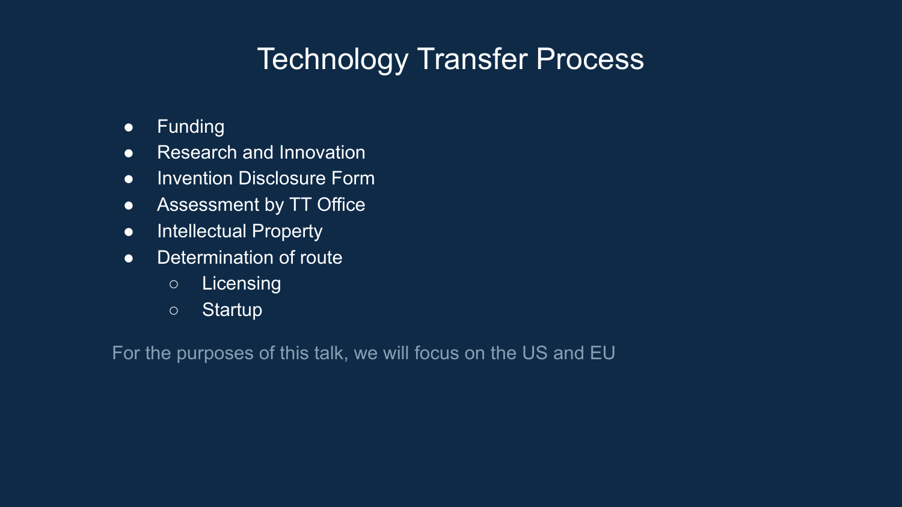# Technology Transfer Process

- Funding
- Research and Innovation
- Invention Disclosure Form
- Assessment by TT Office
- Intellectual Property
- Determination of route
  - Licensing
  - Startup

For the purposes of this talk, we will focus on the US and EU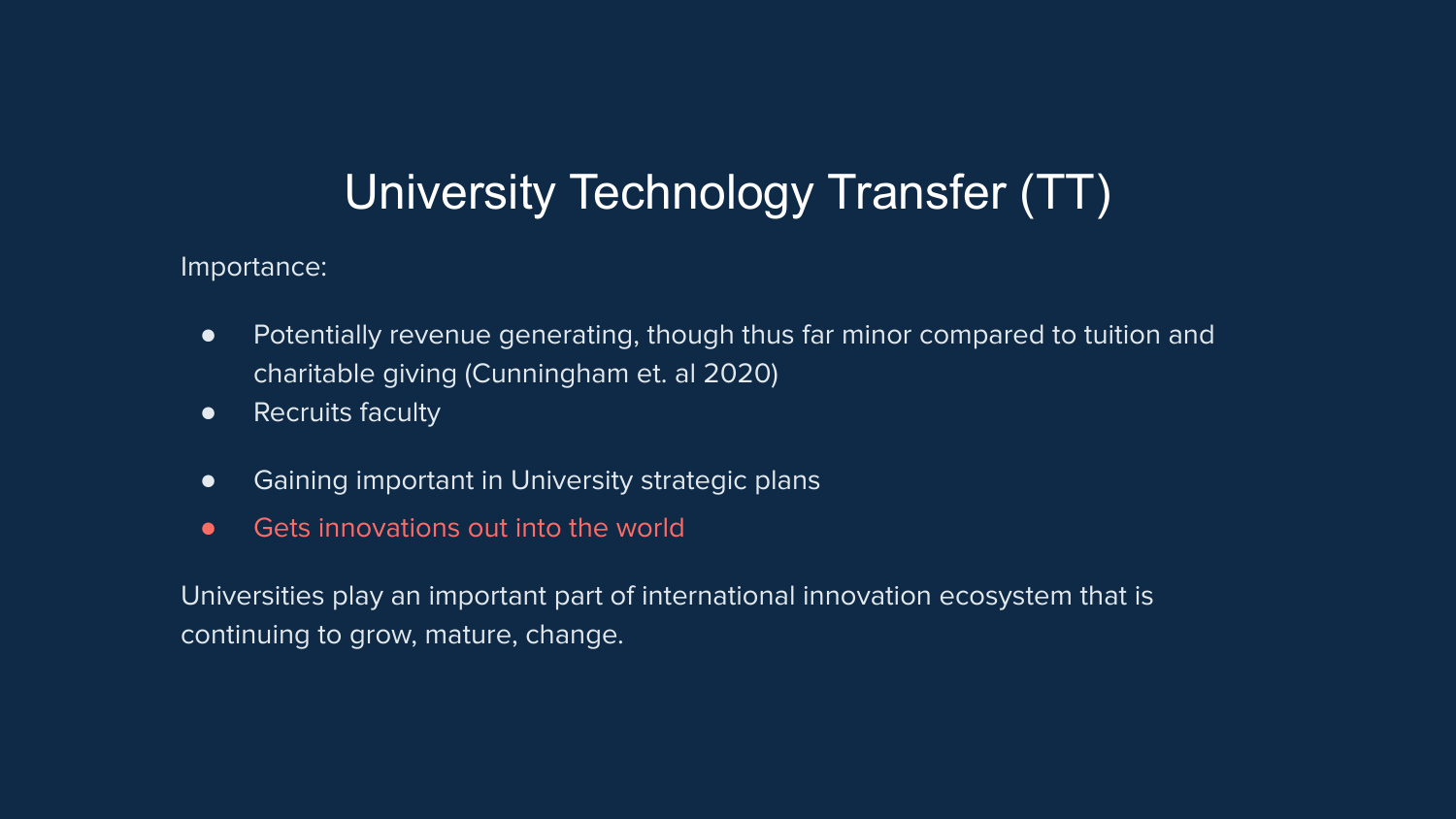# University Technology Transfer (TT)

Importance:

- Potentially revenue generating, though thus far minor compared to tuition and charitable giving (Cunningham et. al 2020)
- Recruits faculty
- Gaining important in University strategic plans
- Gets innovations out into the world

Universities play an important part of international innovation ecosystem that is continuing to grow, mature, change.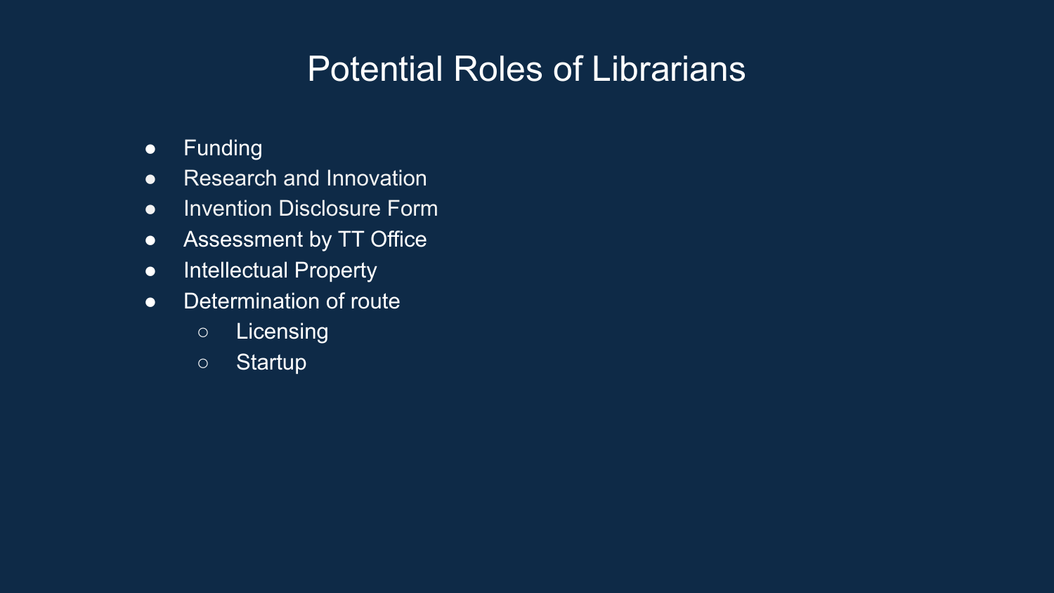# Potential Roles of Librarians

- Funding
- Research and Innovation
- Invention Disclosure Form
- Assessment by TT Office
- Intellectual Property
- Determination of route
  - Licensing
  - Startup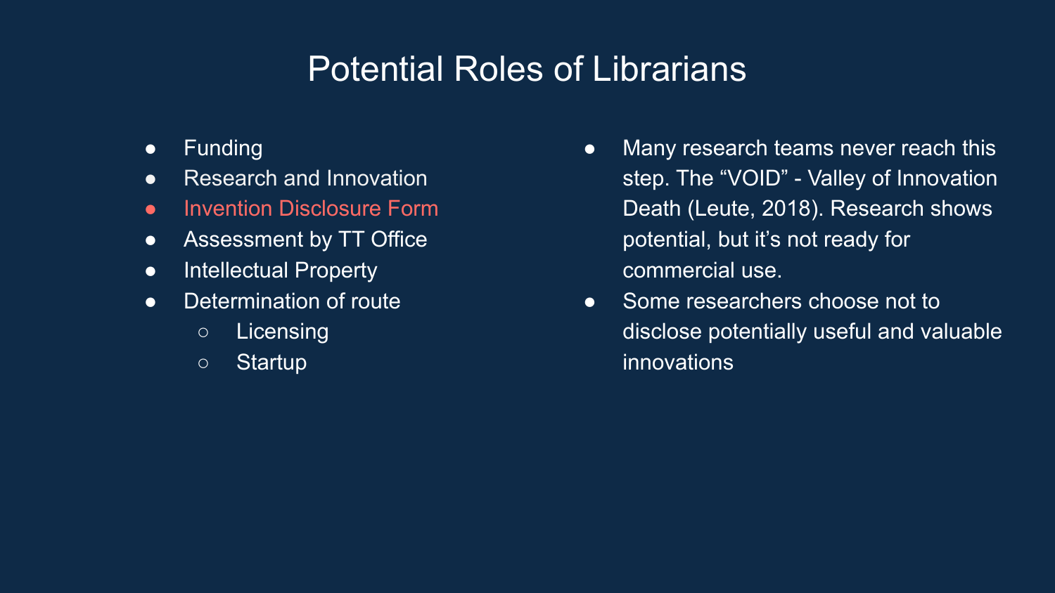# Potential Roles of Librarians

- Funding
- Research and Innovation
- Invention Disclosure Form
- Assessment by TT Office
- Intellectual Property
- Determination of route
  - Licensing
  - Startup

- Many research teams never reach this step. The "VOID" - Valley of Innovation Death (Leute, 2018). Research shows potential, but it's not ready for commercial use.
- Some researchers choose not to disclose potentially useful and valuable innovations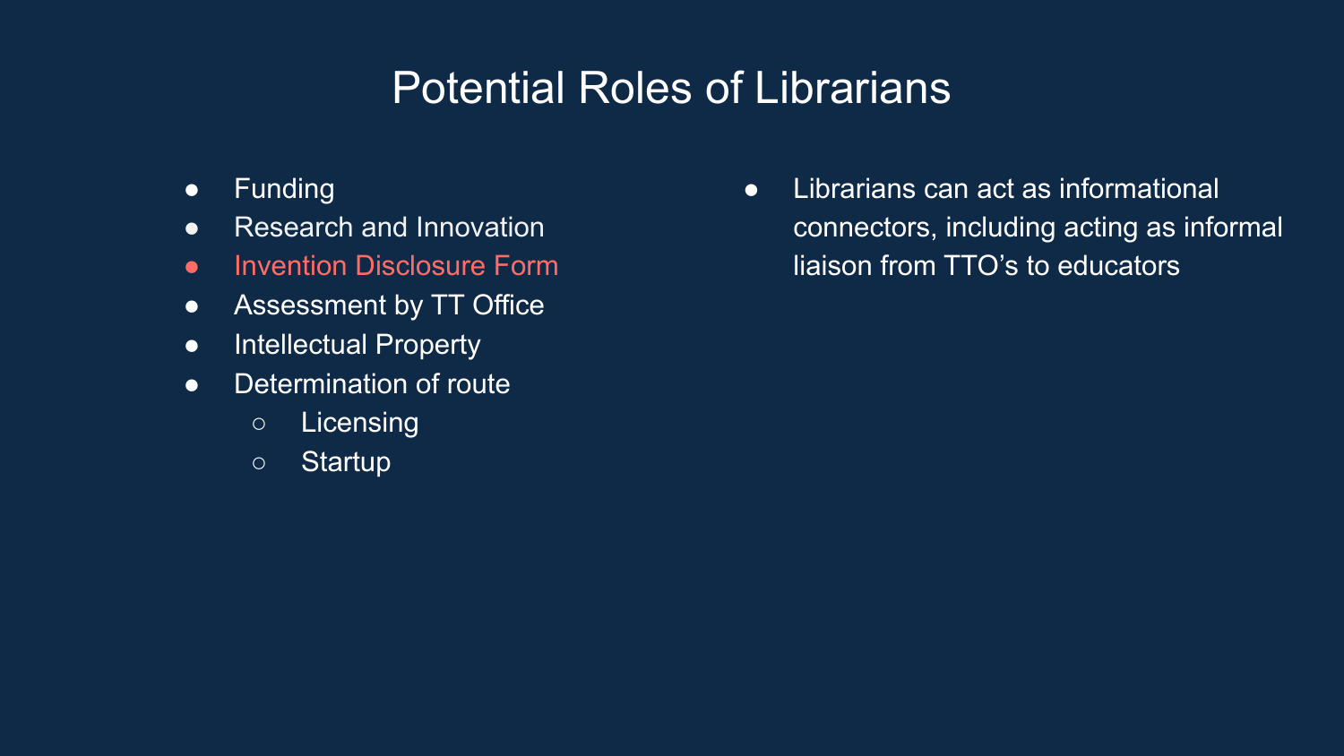# Potential Roles of Librarians

- Funding
- Research and Innovation
- Invention Disclosure Form
- Assessment by TT Office
- Intellectual Property
- Determination of route
  - Licensing
  - Startup

- Librarians can act as informational connectors, including acting as informal liaison from TTO's to educators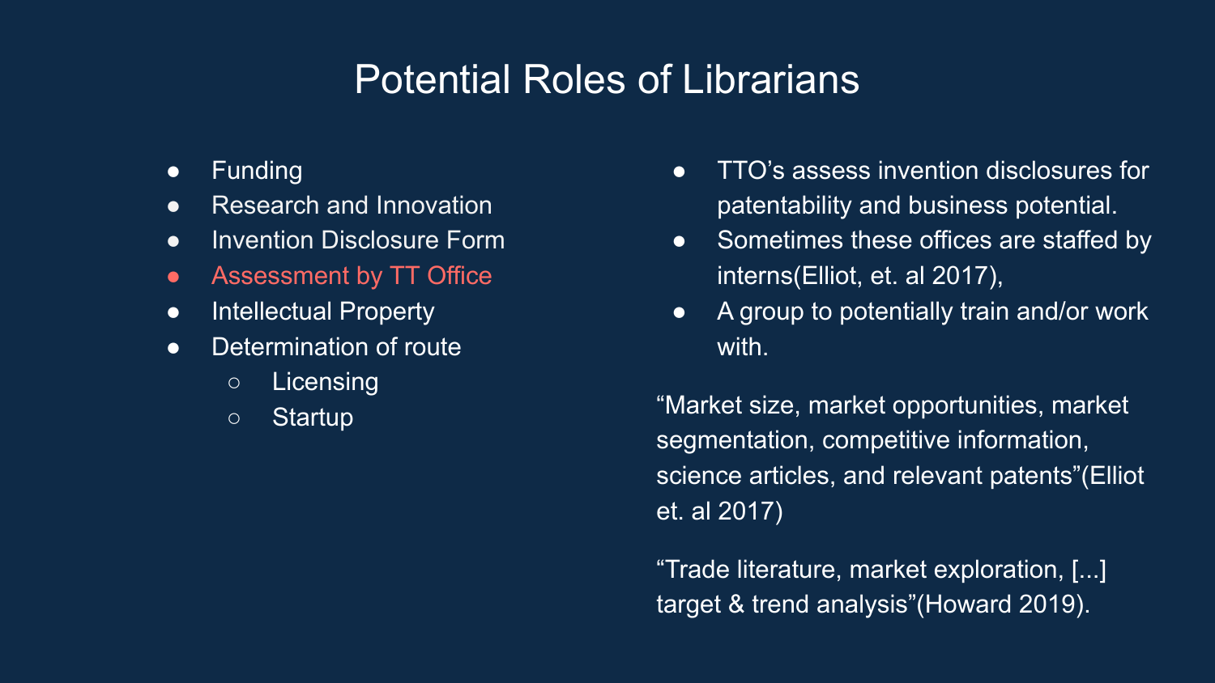# Potential Roles of Librarians

- Funding
- Research and Innovation
- Invention Disclosure Form
- Assessment by TT Office
- Intellectual Property
- Determination of route
  - Licensing
  - Startup

- TTO's assess invention disclosures for patentability and business potential.
- Sometimes these offices are staffed by interns(Elliot, et. al 2017),
- A group to potentially train and/or work with.

"Market size, market opportunities, market segmentation, competitive information, science articles, and relevant patents"(Elliot et. al 2017)

"Trade literature, market exploration, [...] target & trend analysis"(Howard 2019).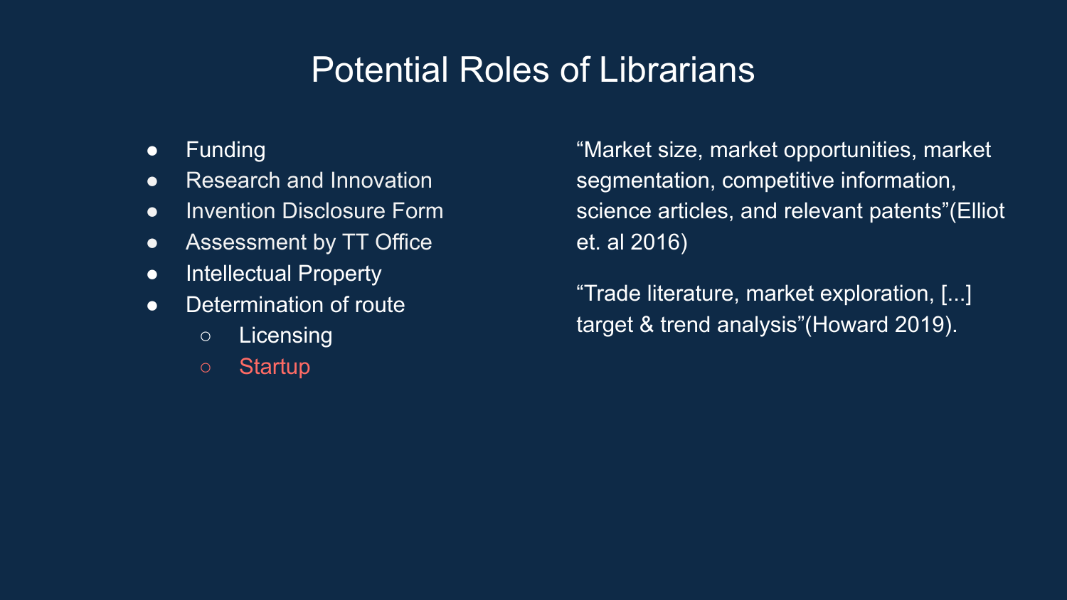# Potential Roles of Librarians

- Funding
- Research and Innovation
- Invention Disclosure Form
- Assessment by TT Office
- Intellectual Property
- Determination of route
  - Licensing
  - Startup

"Market size, market opportunities, market segmentation, competitive information, science articles, and relevant patents"(Elliot et. al 2016)

"Trade literature, market exploration, [...] target & trend analysis"(Howard 2019).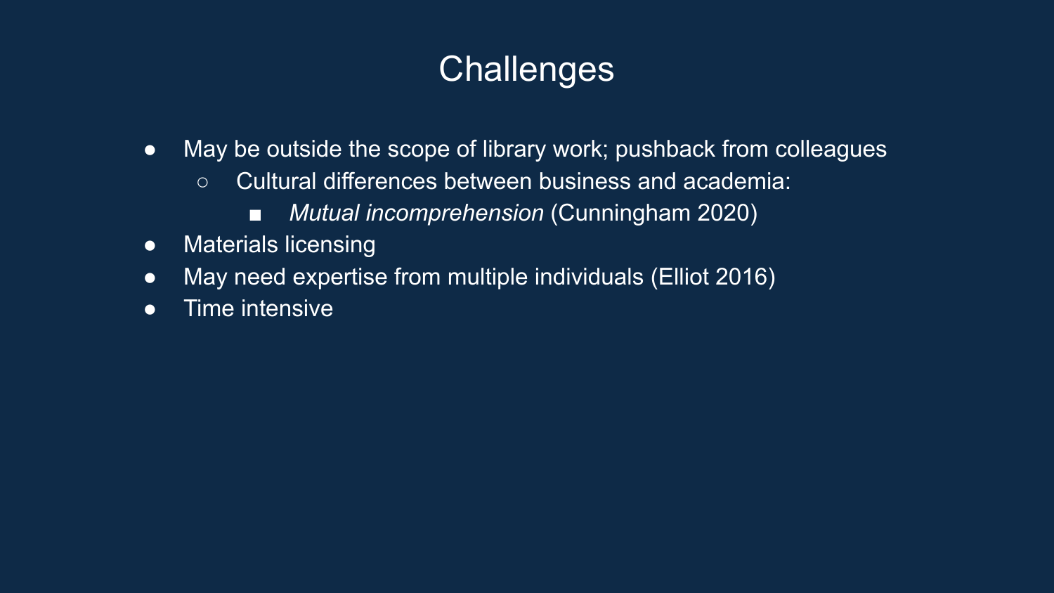# Challenges

- May be outside the scope of library work; pushback from colleagues
  - Cultural differences between business and academia:
    - *Mutual incomprehension* (Cunningham 2020)
- Materials licensing
- May need expertise from multiple individuals (Elliot 2016)
- Time intensive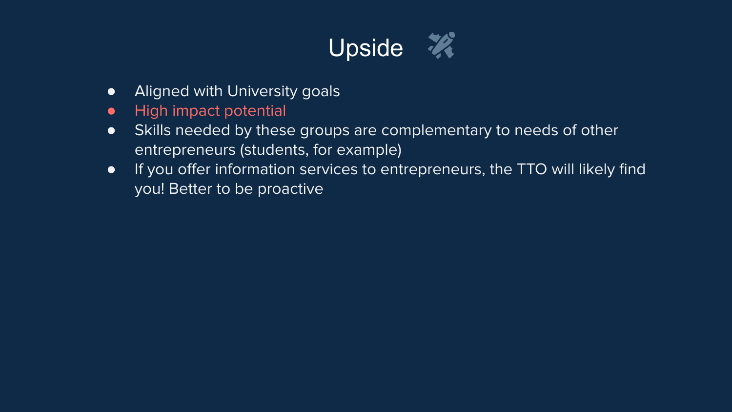# Upside

- Aligned with University goals
- High impact potential
- Skills needed by these groups are complementary to needs of other entrepreneurs (students, for example)
- If you offer information services to entrepreneurs, the TTO will likely find you! Better to be proactive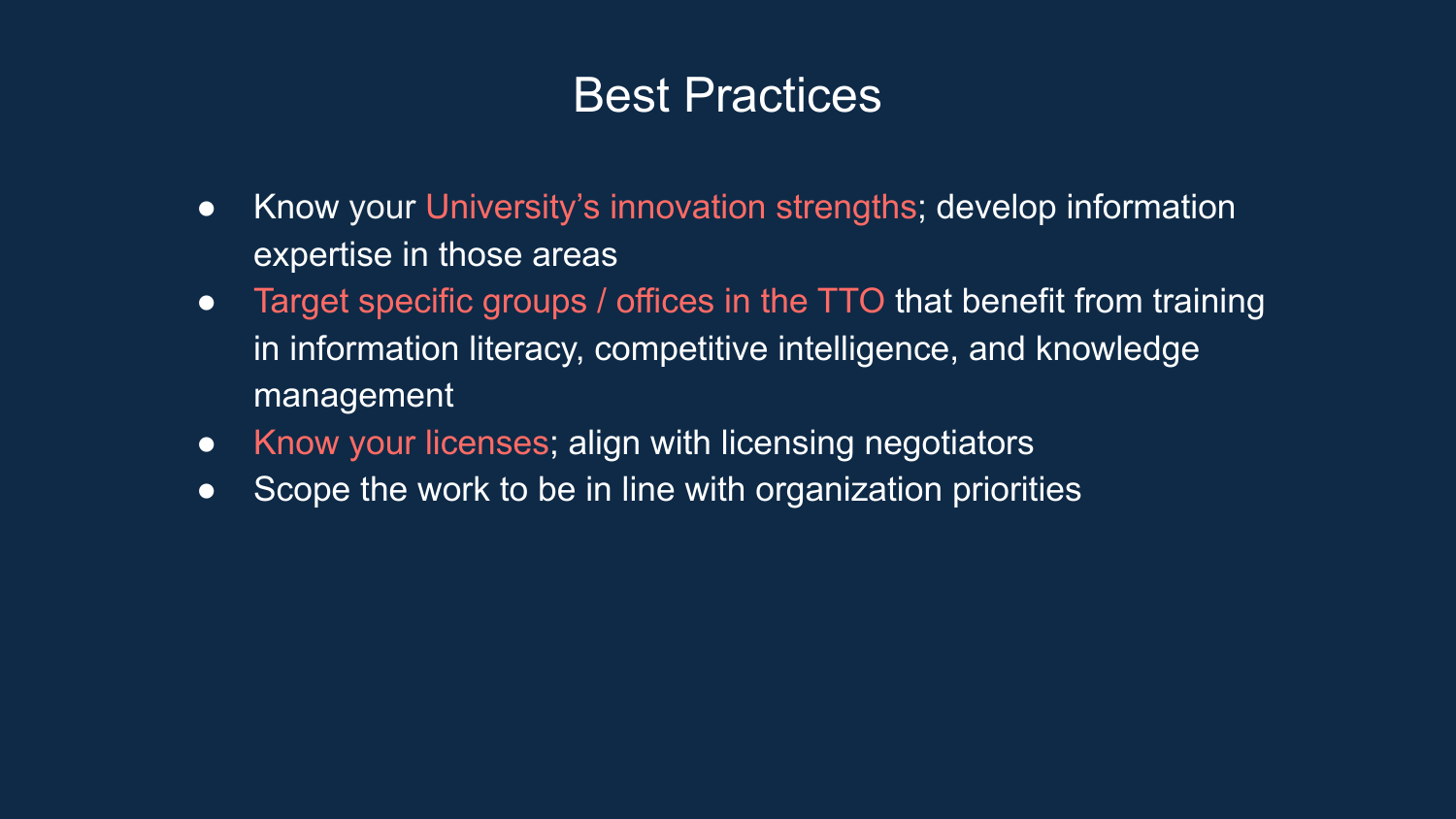# Best Practices

- Know your University's innovation strengths; develop information expertise in those areas
- Target specific groups / offices in the TTO that benefit from training in information literacy, competitive intelligence, and knowledge management
- Know your licenses; align with licensing negotiators
- Scope the work to be in line with organization priorities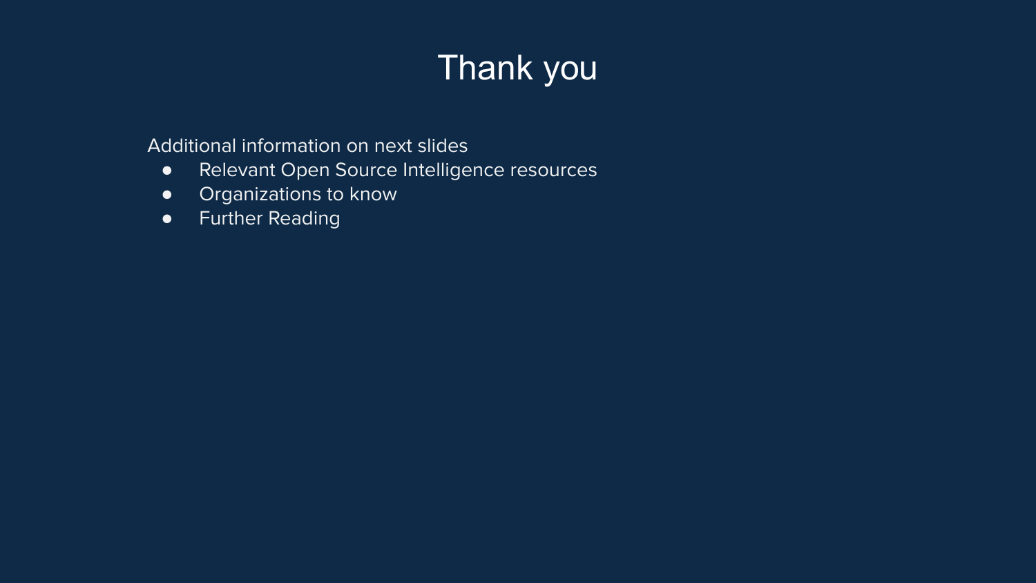# Thank you

Additional information on next slides

- Relevant Open Source Intelligence resources
- Organizations to know
- Further Reading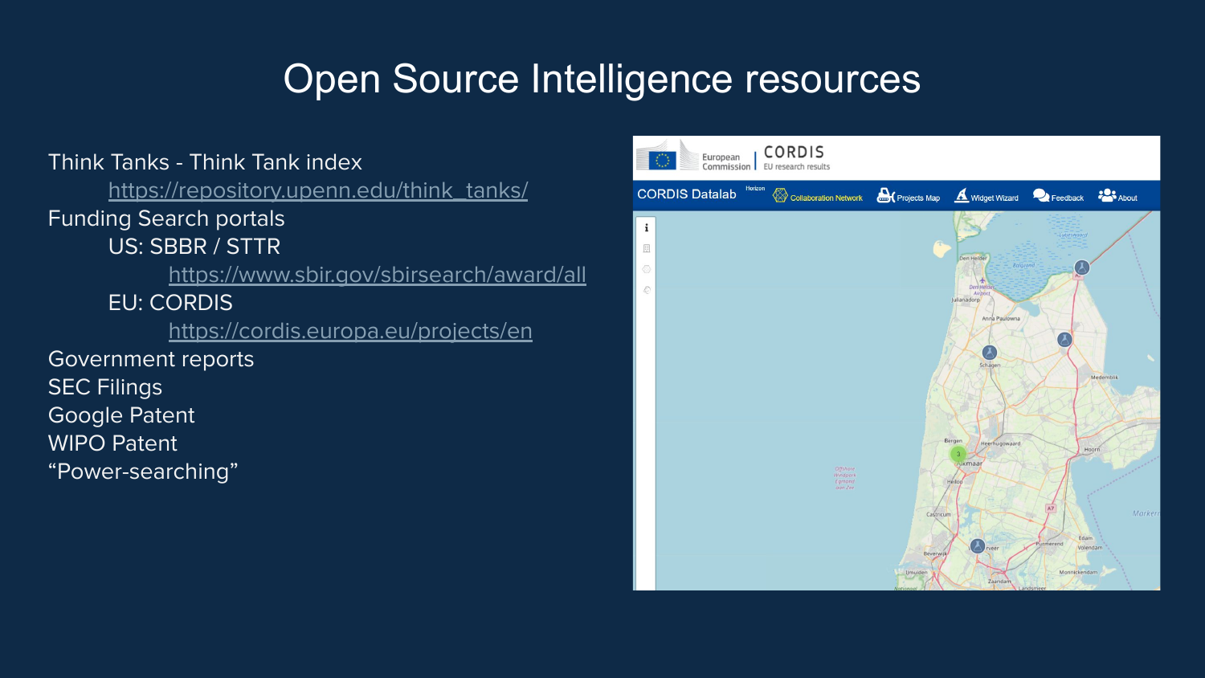# Open Source Intelligence resources

- Think Tanks - Think Tank index
  - https://repository.upenn.edu/think_tanks/
- Funding Search portals
  - US: SBBR / STTR
    - https://www.sbir.gov/sbirsearch/award/all
  - EU: CORDIS
    - https://cordis.europa.eu/projects/en
- Government reports
- SEC Filings
- Google Patent
- WIPO Patent
- "Power-searching"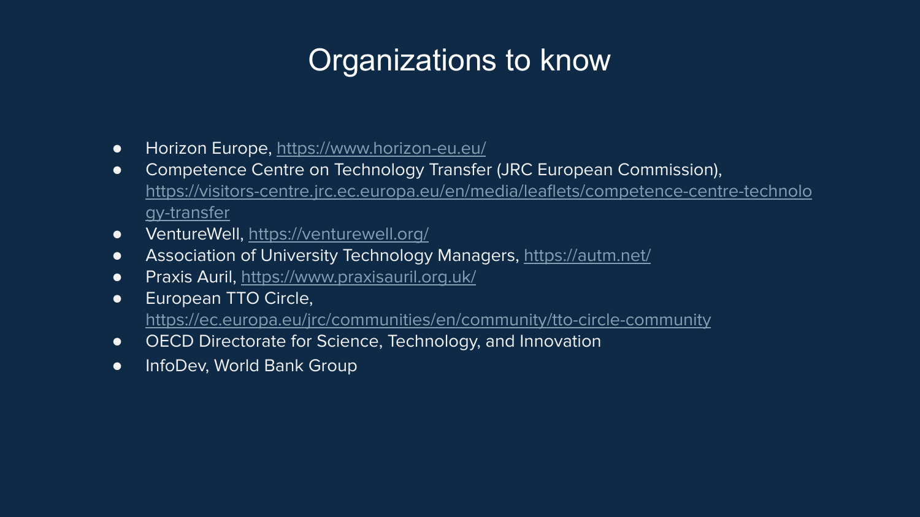# Organizations to know

- Horizon Europe, https://www.horizon-eu.eu/
- Competence Centre on Technology Transfer (JRC European Commission), https://visitors-centre.jrc.ec.europa.eu/en/media/leaflets/competence-centre-technology-transfer
- VentureWell, https://venturewell.org/
- Association of University Technology Managers, https://autm.net/
- Praxis Auril, https://www.praxisauril.org.uk/
- European TTO Circle, https://ec.europa.eu/jrc/communities/en/community/tto-circle-community
- OECD Directorate for Science, Technology, and Innovation
- InfoDev, World Bank Group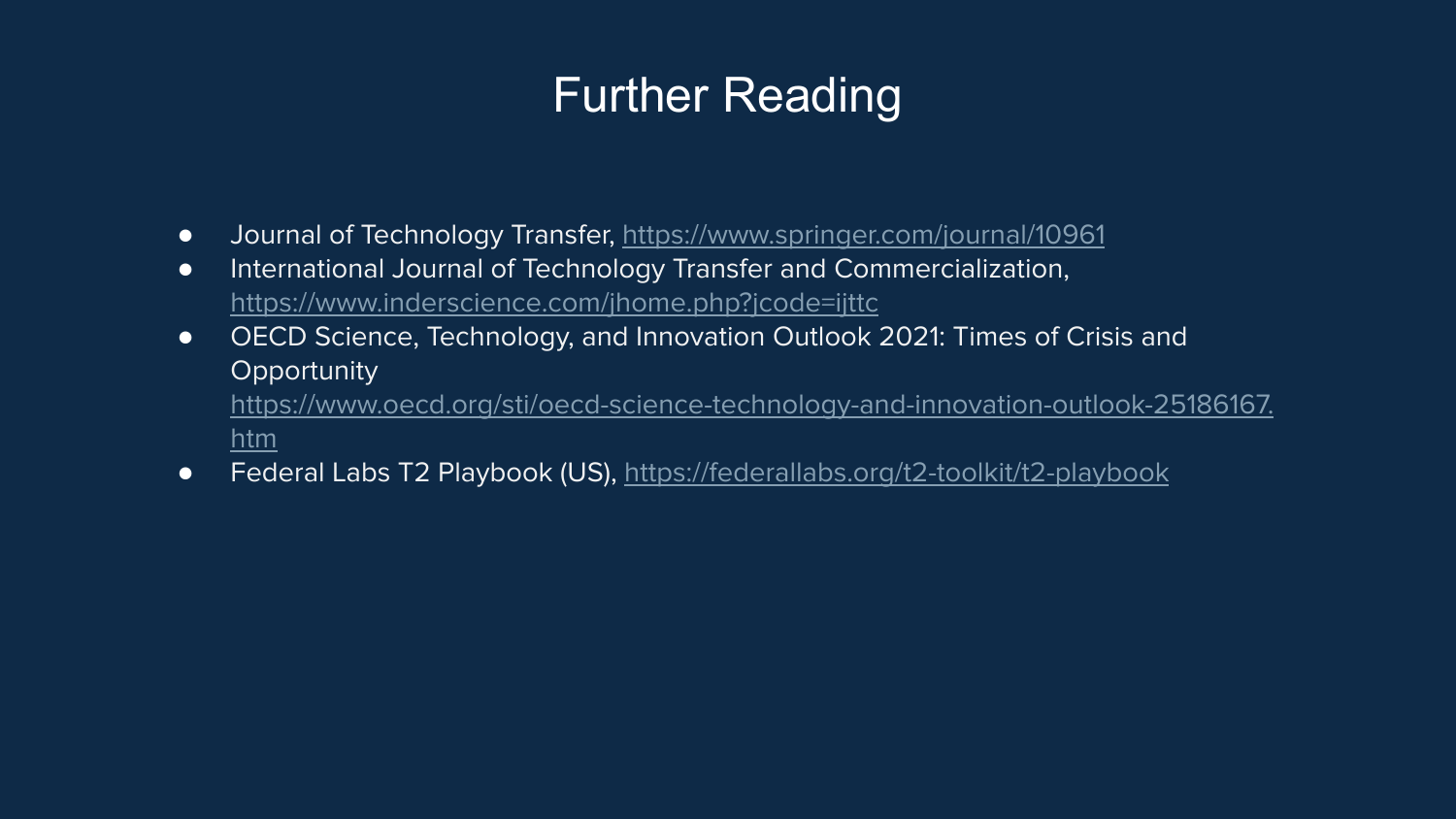# Further Reading

- Journal of Technology Transfer, https://www.springer.com/journal/10961
- International Journal of Technology Transfer and Commercialization, https://www.inderscience.com/jhome.php?jcode=ijttc
- OECD Science, Technology, and Innovation Outlook 2021: Times of Crisis and Opportunity https://www.oecd.org/sti/oecd-science-technology-and-innovation-outlook-25186167.htm
- Federal Labs T2 Playbook (US), https://federallabs.org/t2-toolkit/t2-playbook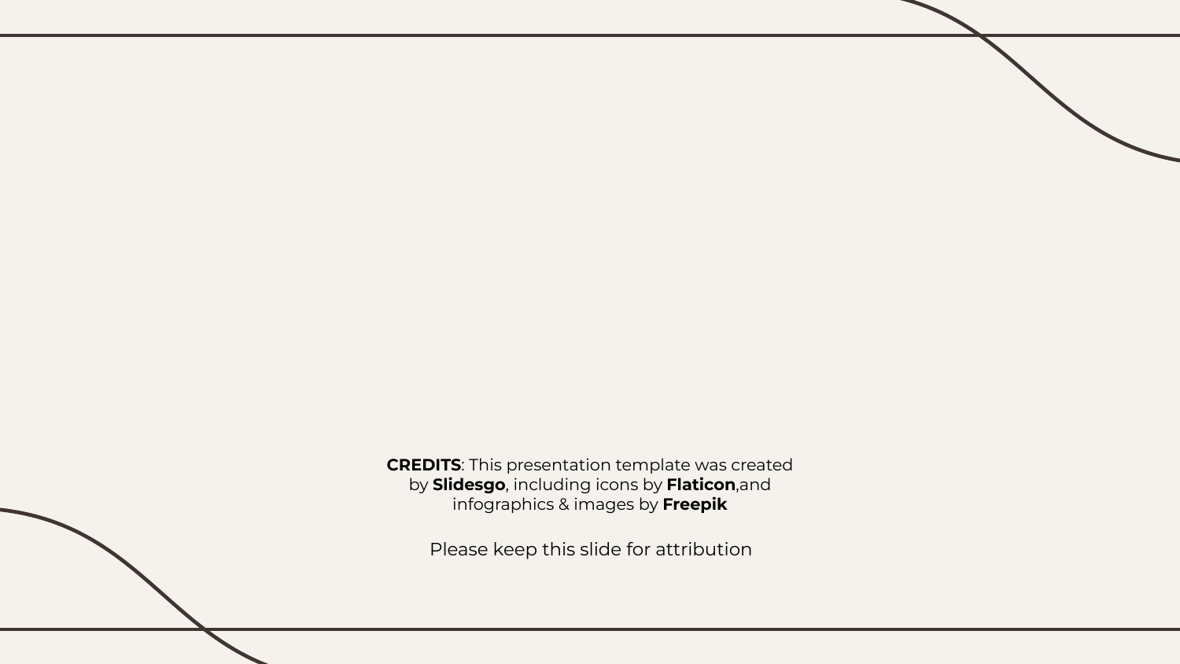**CREDITS**: This presentation template was created by **Slidesgo**, including icons by **Flaticon**,and infographics & images by **Freepik**

Please keep this slide for attribution